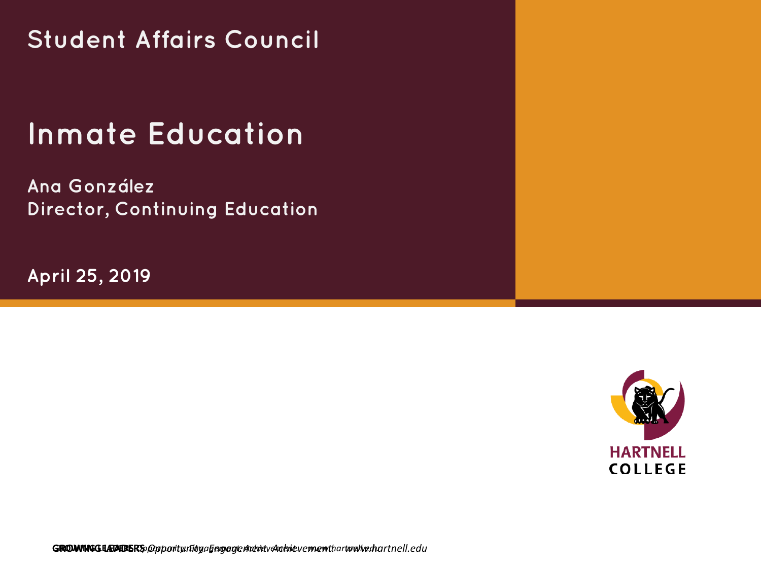Student Affairs Council

# Inmate Education

**Ana González**
**Director, Continuing Education**

**April 25, 2019**

HARTNELL COLLEGE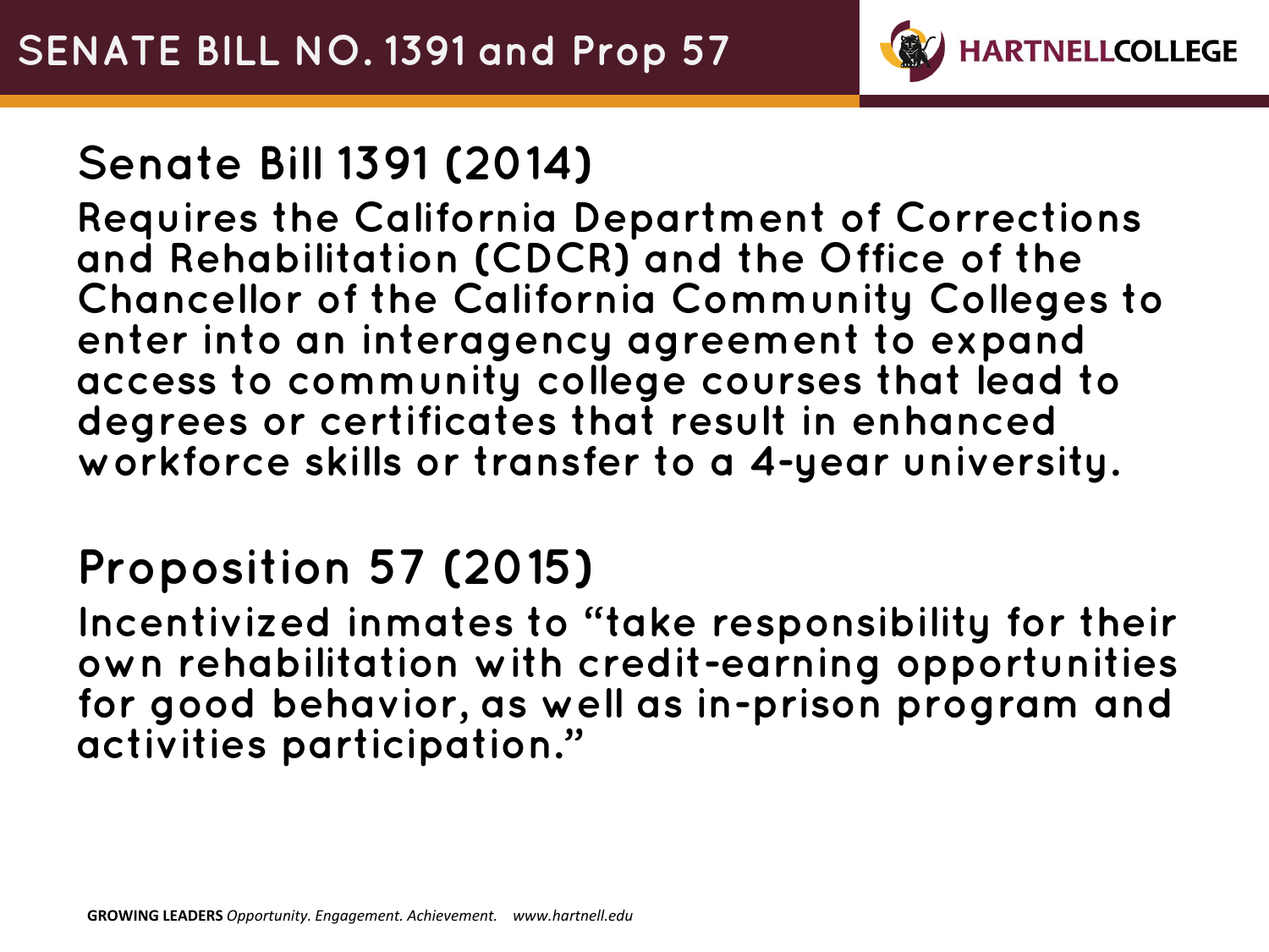# SENATE BILL NO. 1391 and Prop 57

## Senate Bill 1391 (2014)

Requires the California Department of Corrections and Rehabilitation (CDCR) and the Office of the Chancellor of the California Community Colleges to enter into an interagency agreement to expand access to community college courses that lead to degrees or certificates that result in enhanced workforce skills or transfer to a 4-year university.

## Proposition 57 (2015)

Incentivized inmates to "take responsibility for their own rehabilitation with credit-earning opportunities for good behavior, as well as in-prison program and activities participation."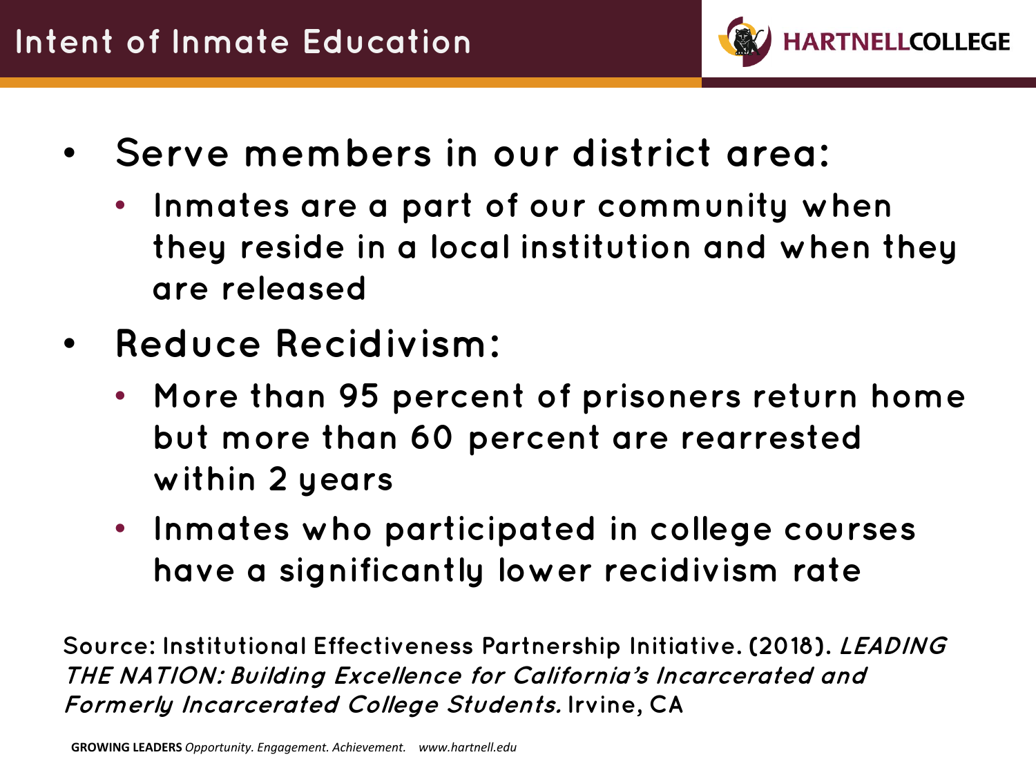# Intent of Inmate Education

- **Serve members in our district area:**
  - Inmates are a part of our community when they reside in a local institution and when they are released
- **Reduce Recidivism:**
  - More than 95 percent of prisoners return home but more than 60 percent are rearrested within 2 years
  - Inmates who participated in college courses have a significantly lower recidivism rate

Source: Institutional Effectiveness Partnership Initiative. (2018). *LEADING THE NATION: Building Excellence for California's Incarcerated and Formerly Incarcerated College Students.* Irvine, CA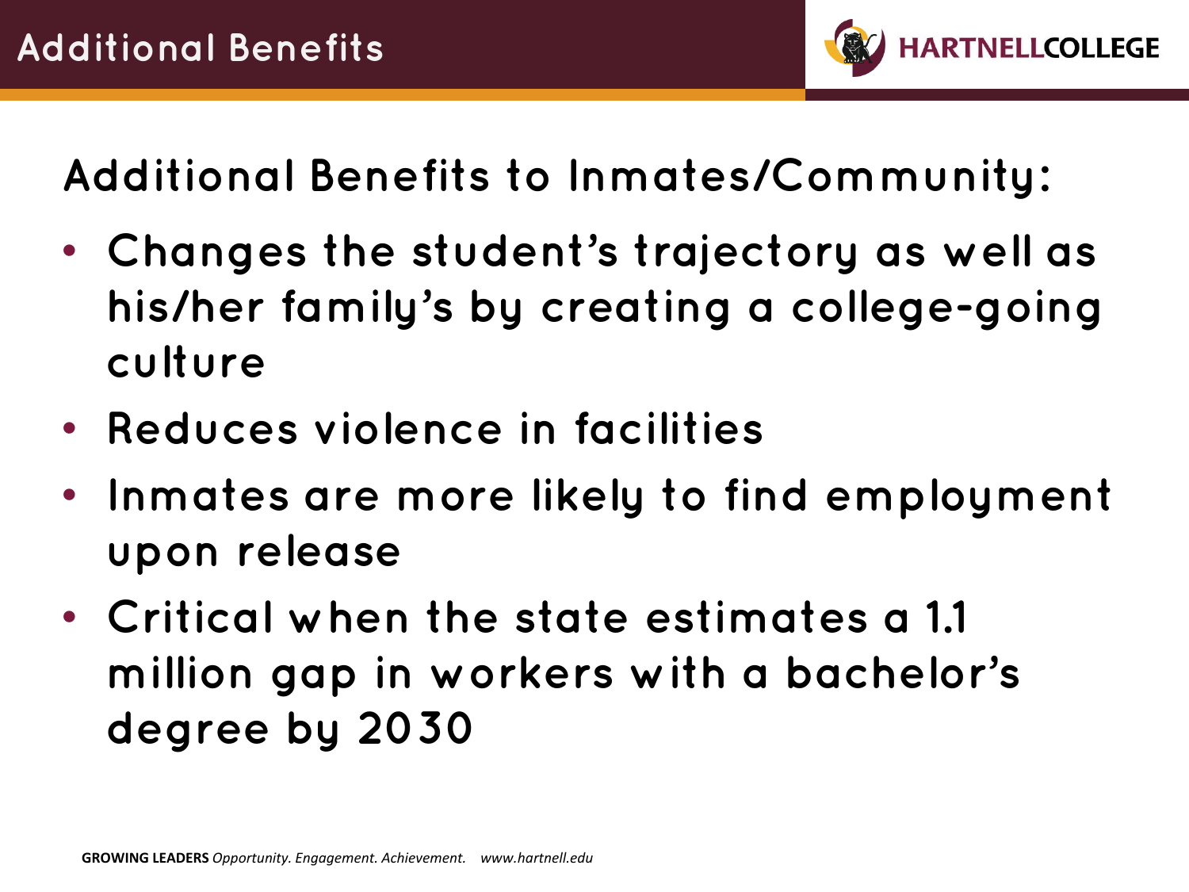# Additional Benefits

## Additional Benefits to Inmates/Community:

- Changes the student's trajectory as well as his/her family's by creating a college-going culture
- Reduces violence in facilities
- Inmates are more likely to find employment upon release
- Critical when the state estimates a 1.1 million gap in workers with a bachelor's degree by 2030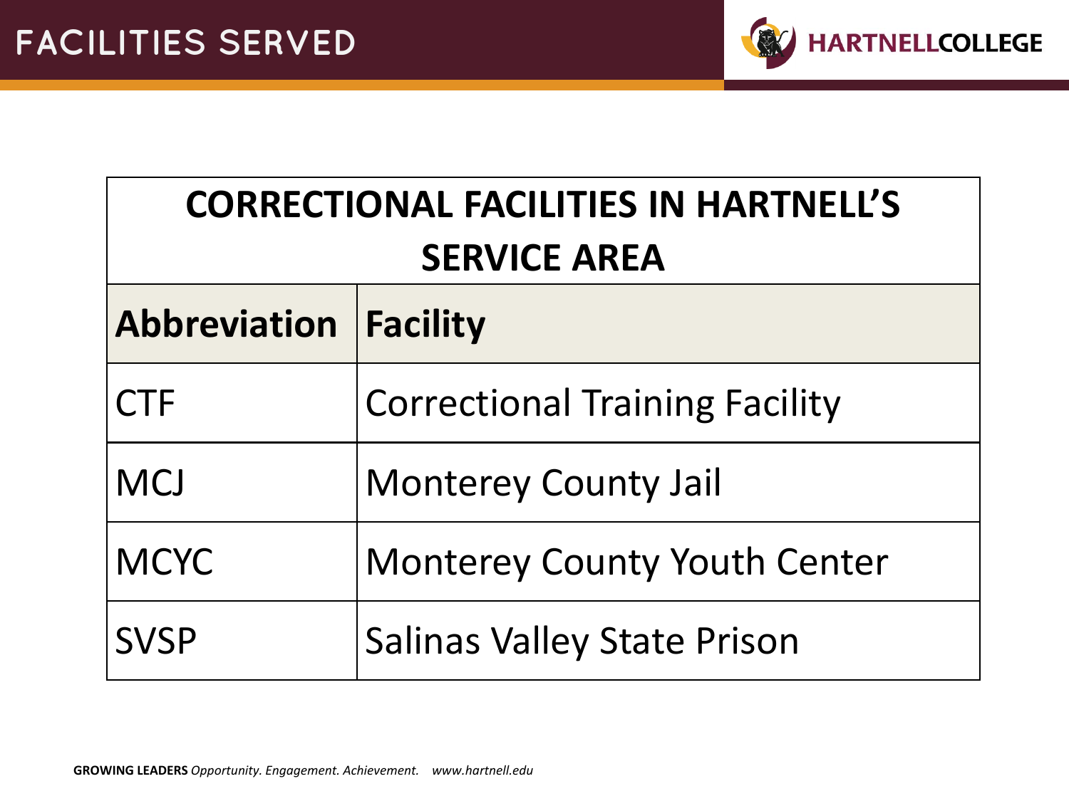# FACILITIES SERVED

| CORRECTIONAL FACILITIES IN HARTNELL'S SERVICE AREA | |
|---|---|
| **Abbreviation** | **Facility** |
| CTF | Correctional Training Facility |
| MCJ | Monterey County Jail |
| MCYC | Monterey County Youth Center |
| SVSP | Salinas Valley State Prison |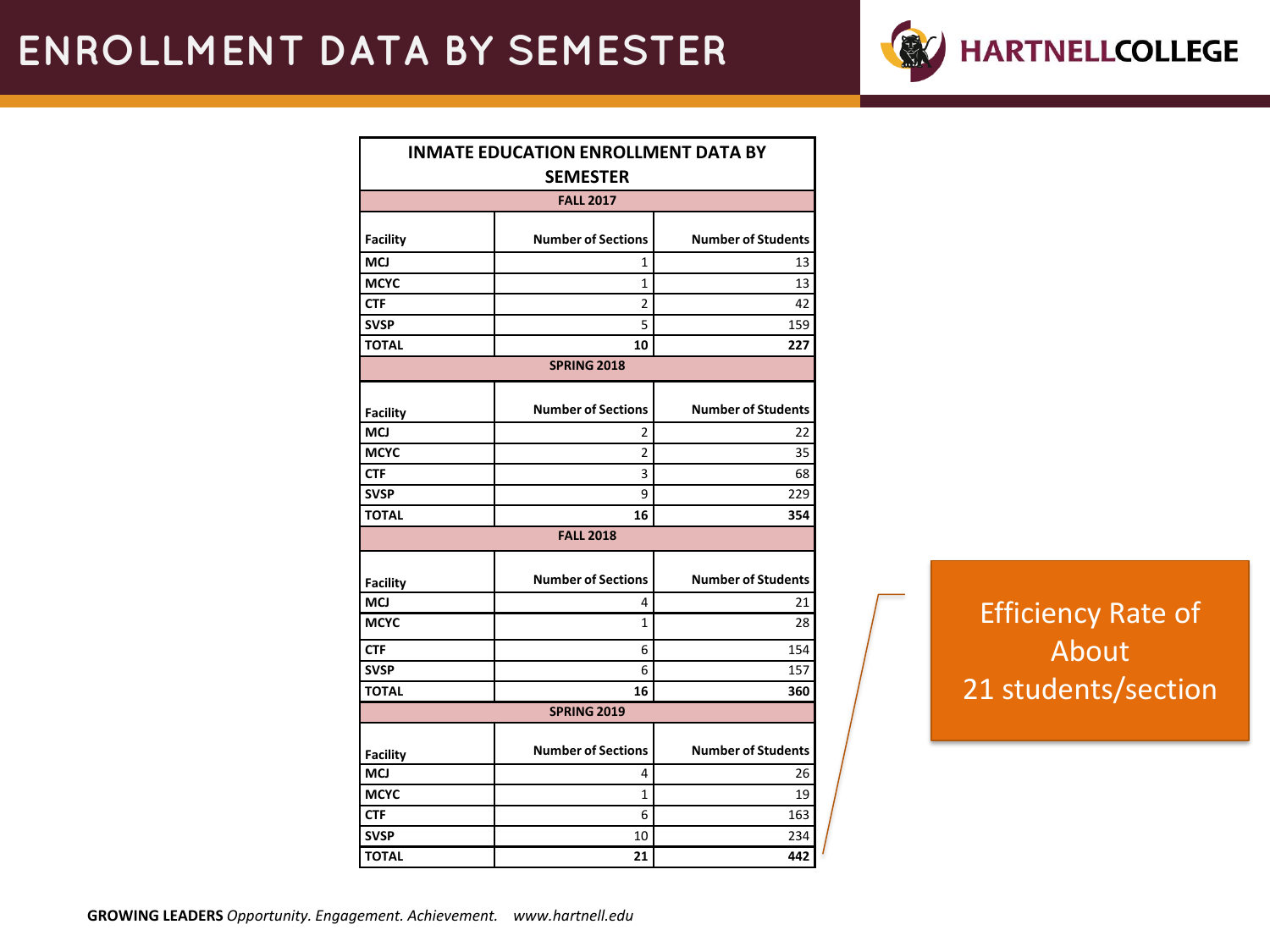# ENROLLMENT DATA BY SEMESTER

| INMATE EDUCATION ENROLLMENT DATA BY SEMESTER | | |
|---|---|---|
| **FALL 2017** | | |
| **Facility** | **Number of Sections** | **Number of Students** |
| **MCJ** | 1 | 13 |
| **MCYC** | 1 | 13 |
| **CTF** | 2 | 42 |
| **SVSP** | 5 | 159 |
| **TOTAL** | **10** | **227** |
| **SPRING 2018** | | |
| **Facility** | **Number of Sections** | **Number of Students** |
| **MCJ** | 2 | 22 |
| **MCYC** | 2 | 35 |
| **CTF** | 3 | 68 |
| **SVSP** | 9 | 229 |
| **TOTAL** | **16** | **354** |
| **FALL 2018** | | |
| **Facility** | **Number of Sections** | **Number of Students** |
| **MCJ** | 4 | 21 |
| **MCYC** | 1 | 28 |
| **CTF** | 6 | 154 |
| **SVSP** | 6 | 157 |
| **TOTAL** | **16** | **360** |
| **SPRING 2019** | | |
| **Facility** | **Number of Sections** | **Number of Students** |
| **MCJ** | 4 | 26 |
| **MCYC** | 1 | 19 |
| **CTF** | 6 | 163 |
| **SVSP** | 10 | 234 |
| **TOTAL** | **21** | **442** |

Efficiency Rate of About 21 students/section

**GROWING LEADERS** *Opportunity. Engagement. Achievement.* *www.hartnell.edu*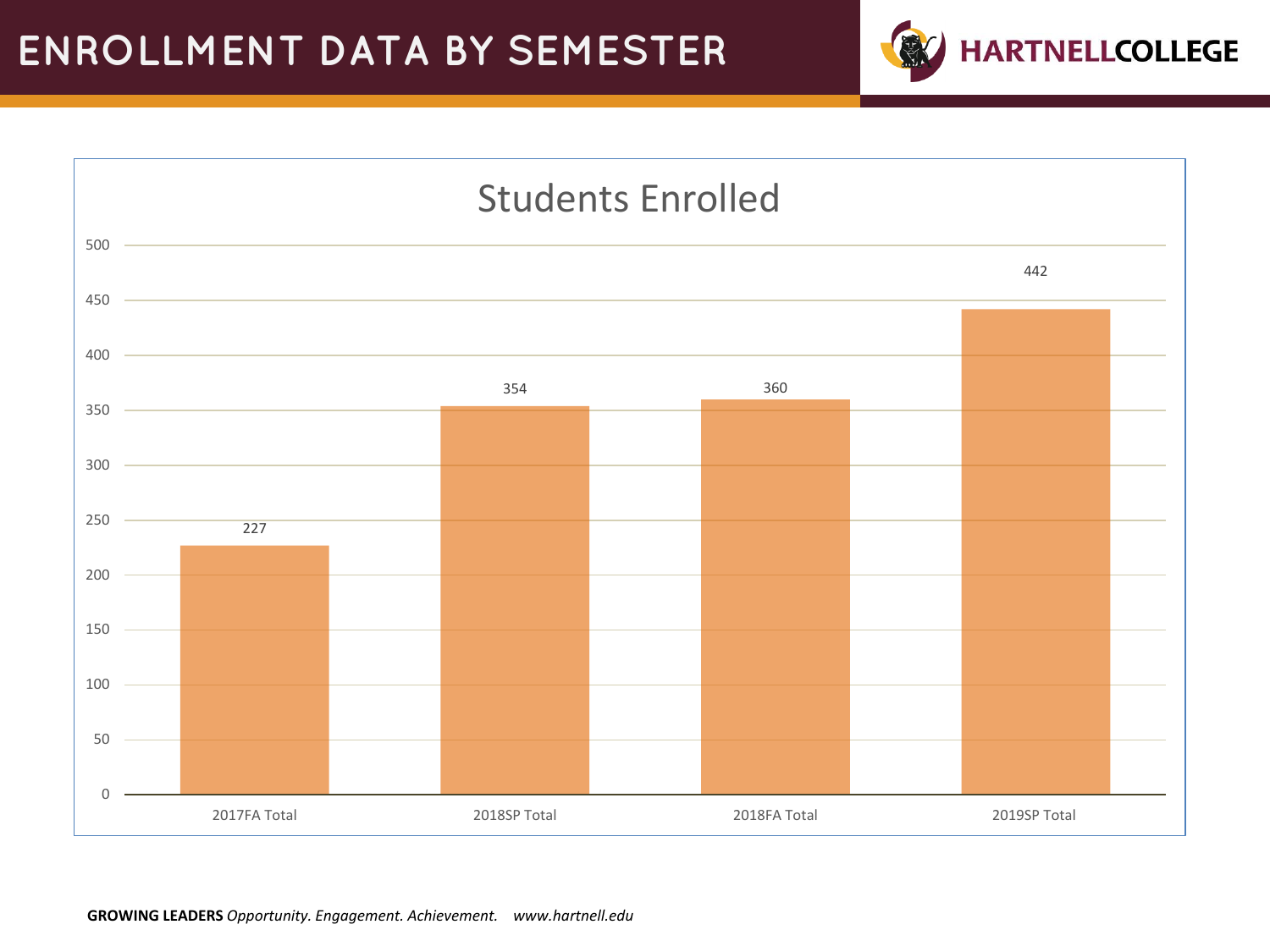# ENROLLMENT DATA BY SEMESTER

HARTNELLCOLLEGE

## Students Enrolled

| Semester | Students Enrolled |
| --- | --- |
| 2017FA Total | 227 |
| 2018SP Total | 354 |
| 2018FA Total | 360 |
| 2019SP Total | 442 |

**GROWING LEADERS** *Opportunity. Engagement. Achievement.* *www.hartnell.edu*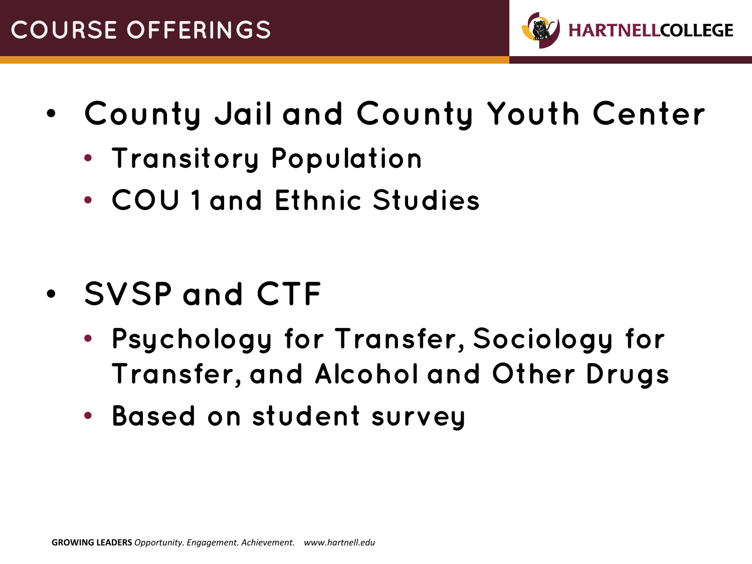# COURSE OFFERINGS

- County Jail and County Youth Center
  - Transitory Population
  - COU 1 and Ethnic Studies
- SVSP and CTF
  - Psychology for Transfer, Sociology for Transfer, and Alcohol and Other Drugs
  - Based on student survey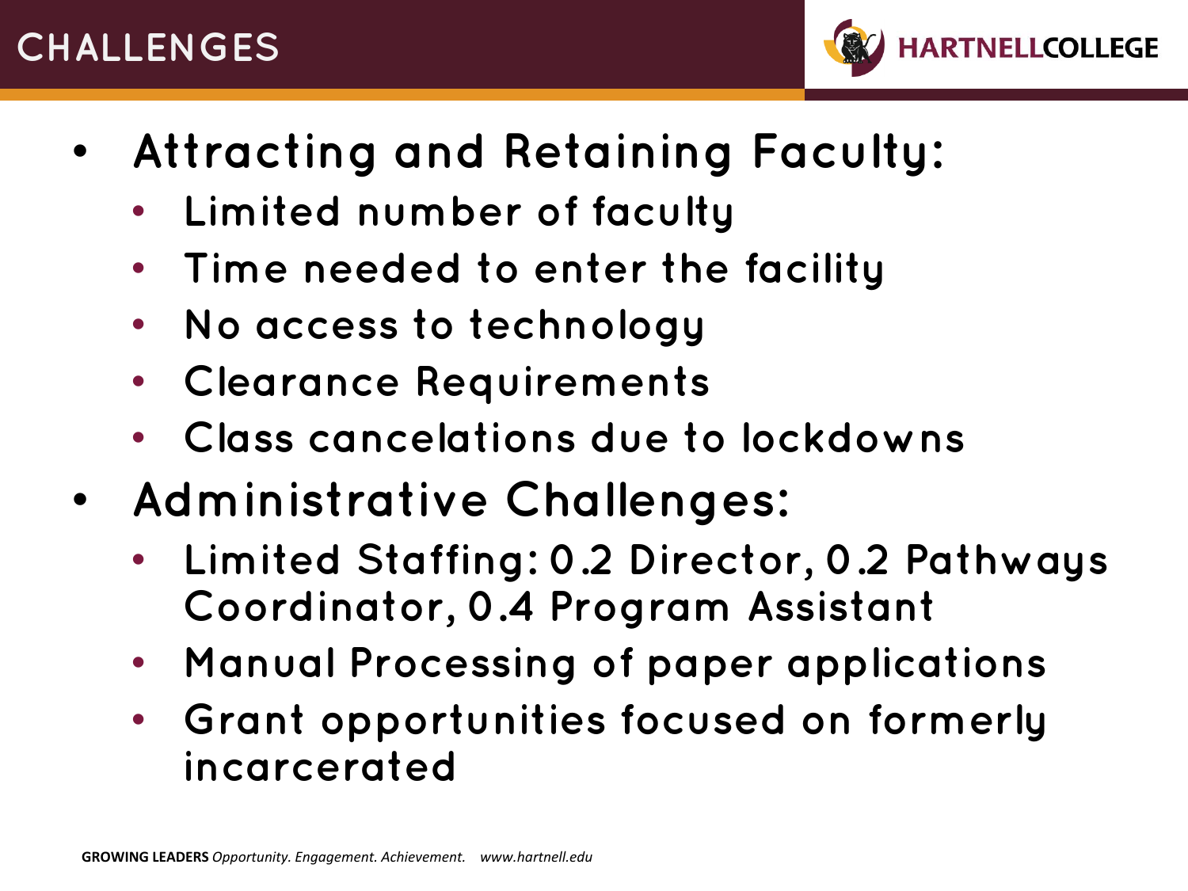# CHALLENGES

- **Attracting and Retaining Faculty:**
  - Limited number of faculty
  - Time needed to enter the facility
  - No access to technology
  - Clearance Requirements
  - Class cancelations due to lockdowns
- **Administrative Challenges:**
  - Limited Staffing: 0.2 Director, 0.2 Pathways Coordinator, 0.4 Program Assistant
  - Manual Processing of paper applications
  - Grant opportunities focused on formerly incarcerated